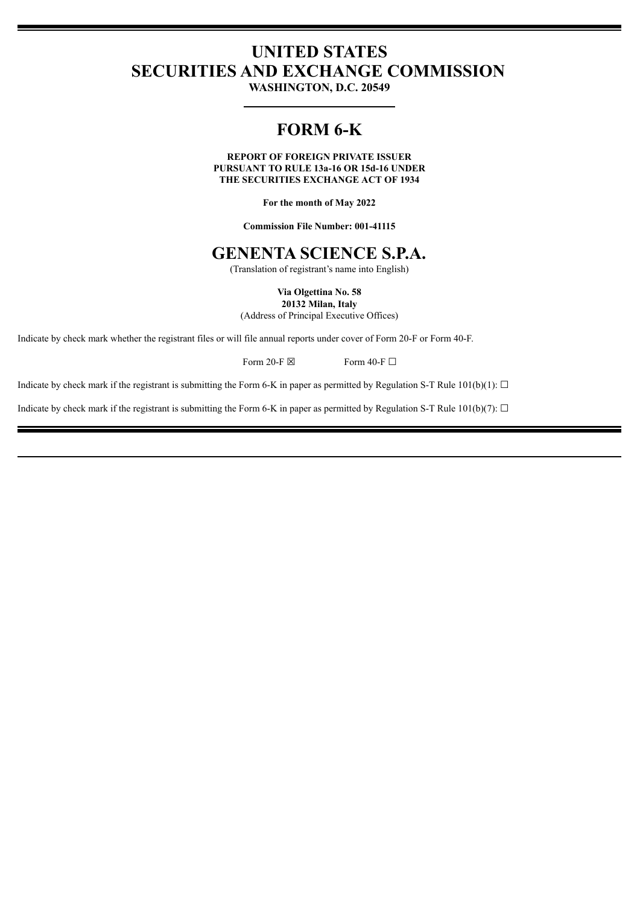# UNITED STATES
# SECURITIES AND EXCHANGE COMMISSION

**WASHINGTON, D.C. 20549**

# FORM 6-K

**REPORT OF FOREIGN PRIVATE ISSUER**
**PURSUANT TO RULE 13a-16 OR 15d-16 UNDER**
**THE SECURITIES EXCHANGE ACT OF 1934**

**For the month of May 2022**

**Commission File Number: 001-41115**

# GENENTA SCIENCE S.P.A.

(Translation of registrant's name into English)

**Via Olgettina No. 58**
**20132 Milan, Italy**
(Address of Principal Executive Offices)

Indicate by check mark whether the registrant files or will file annual reports under cover of Form 20-F or Form 40-F.

Form 20-F ☒ Form 40-F ☐

Indicate by check mark if the registrant is submitting the Form 6-K in paper as permitted by Regulation S-T Rule 101(b)(1): ☐

Indicate by check mark if the registrant is submitting the Form 6-K in paper as permitted by Regulation S-T Rule 101(b)(7): ☐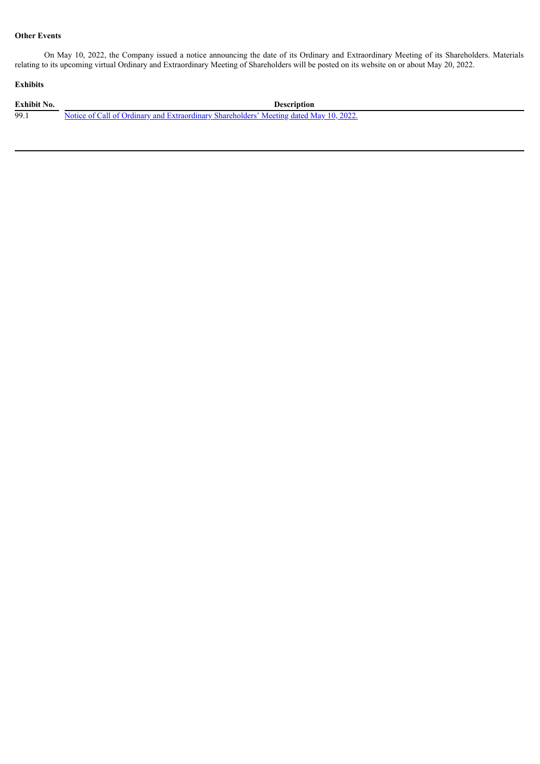**Other Events**

On May 10, 2022, the Company issued a notice announcing the date of its Ordinary and Extraordinary Meeting of its Shareholders. Materials relating to its upcoming virtual Ordinary and Extraordinary Meeting of Shareholders will be posted on its website on or about May 20, 2022.

**Exhibits**

| Exhibit No. | Description |
|---|---|
| 99.1 | Notice of Call of Ordinary and Extraordinary Shareholders' Meeting dated May 10, 2022. |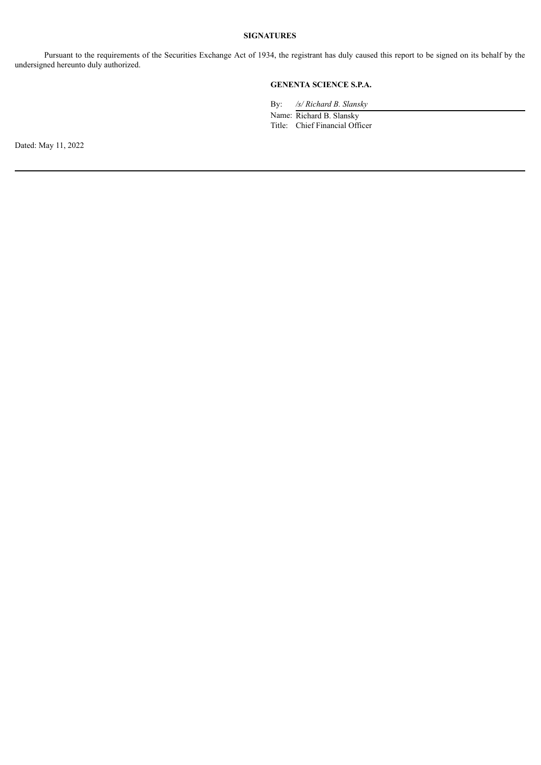**SIGNATURES**

Pursuant to the requirements of the Securities Exchange Act of 1934, the registrant has duly caused this report to be signed on its behalf by the undersigned hereunto duly authorized.

**GENENTA SCIENCE S.P.A.**

By: */s/ Richard B. Slansky*
Name: Richard B. Slansky
Title: Chief Financial Officer

Dated: May 11, 2022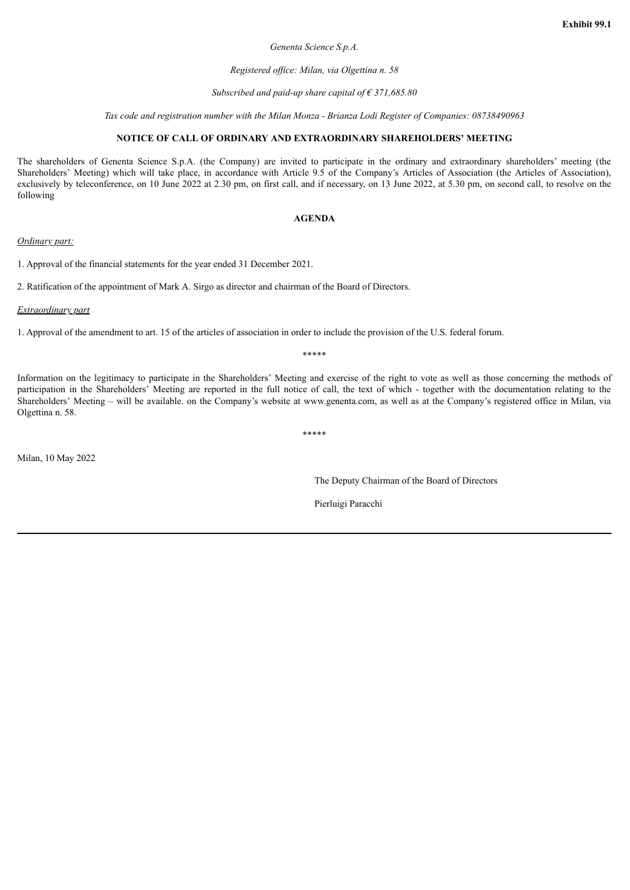**Exhibit 99.1**

*Genenta Science S.p.A.*

*Registered office: Milan, via Olgettina n. 58*

*Subscribed and paid-up share capital of € 371,685.80*

*Tax code and registration number with the Milan Monza - Brianza Lodi Register of Companies: 08738490963*

**NOTICE OF CALL OF ORDINARY AND EXTRAORDINARY SHAREHOLDERS' MEETING**

The shareholders of Genenta Science S.p.A. (the Company) are invited to participate in the ordinary and extraordinary shareholders' meeting (the Shareholders' Meeting) which will take place, in accordance with Article 9.5 of the Company's Articles of Association (the Articles of Association), exclusively by teleconference, on 10 June 2022 at 2.30 pm, on first call, and if necessary, on 13 June 2022, at 5.30 pm, on second call, to resolve on the following

**AGENDA**

*Ordinary part:*

1. Approval of the financial statements for the year ended 31 December 2021.

2. Ratification of the appointment of Mark A. Sirgo as director and chairman of the Board of Directors.

*Extraordinary part*

1. Approval of the amendment to art. 15 of the articles of association in order to include the provision of the U.S. federal forum.

\*\*\*\*\*

Information on the legitimacy to participate in the Shareholders' Meeting and exercise of the right to vote as well as those concerning the methods of participation in the Shareholders' Meeting are reported in the full notice of call, the text of which - together with the documentation relating to the Shareholders' Meeting – will be available. on the Company's website at www.genenta.com, as well as at the Company's registered office in Milan, via Olgettina n. 58.

\*\*\*\*\*

Milan, 10 May 2022

The Deputy Chairman of the Board of Directors

Pierluigi Paracchi